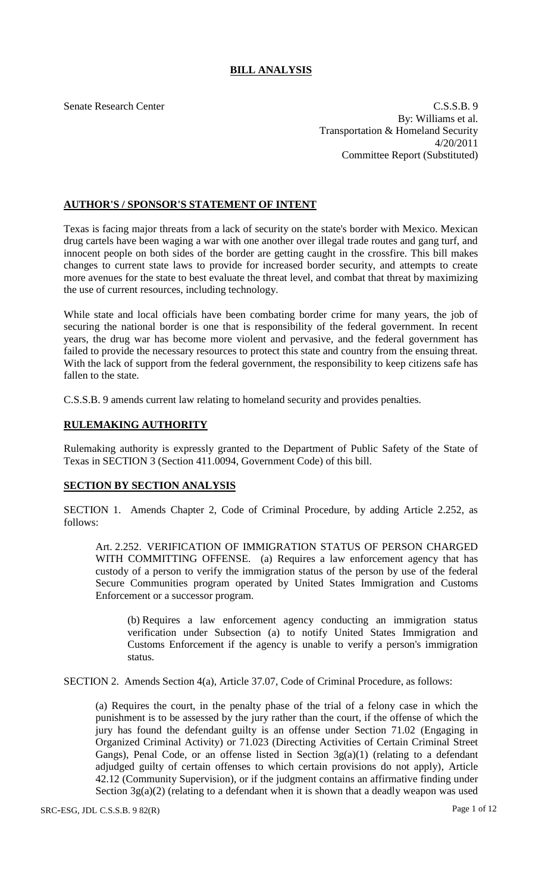# BILL ANALYSIS

Senate Research Center

C.S.S.B. 9
By: Williams et al.
Transportation & Homeland Security
4/20/2011
Committee Report (Substituted)

## AUTHOR'S / SPONSOR'S STATEMENT OF INTENT

Texas is facing major threats from a lack of security on the state's border with Mexico. Mexican drug cartels have been waging a war with one another over illegal trade routes and gang turf, and innocent people on both sides of the border are getting caught in the crossfire. This bill makes changes to current state laws to provide for increased border security, and attempts to create more avenues for the state to best evaluate the threat level, and combat that threat by maximizing the use of current resources, including technology.

While state and local officials have been combating border crime for many years, the job of securing the national border is one that is responsibility of the federal government. In recent years, the drug war has become more violent and pervasive, and the federal government has failed to provide the necessary resources to protect this state and country from the ensuing threat. With the lack of support from the federal government, the responsibility to keep citizens safe has fallen to the state.

C.S.S.B. 9 amends current law relating to homeland security and provides penalties.

## RULEMAKING AUTHORITY

Rulemaking authority is expressly granted to the Department of Public Safety of the State of Texas in SECTION 3 (Section 411.0094, Government Code) of this bill.

## SECTION BY SECTION ANALYSIS

SECTION 1. Amends Chapter 2, Code of Criminal Procedure, by adding Article 2.252, as follows:

Art. 2.252. VERIFICATION OF IMMIGRATION STATUS OF PERSON CHARGED WITH COMMITTING OFFENSE. (a) Requires a law enforcement agency that has custody of a person to verify the immigration status of the person by use of the federal Secure Communities program operated by United States Immigration and Customs Enforcement or a successor program.

(b) Requires a law enforcement agency conducting an immigration status verification under Subsection (a) to notify United States Immigration and Customs Enforcement if the agency is unable to verify a person's immigration status.

SECTION 2. Amends Section 4(a), Article 37.07, Code of Criminal Procedure, as follows:

(a) Requires the court, in the penalty phase of the trial of a felony case in which the punishment is to be assessed by the jury rather than the court, if the offense of which the jury has found the defendant guilty is an offense under Section 71.02 (Engaging in Organized Criminal Activity) or 71.023 (Directing Activities of Certain Criminal Street Gangs), Penal Code, or an offense listed in Section 3g(a)(1) (relating to a defendant adjudged guilty of certain offenses to which certain provisions do not apply), Article 42.12 (Community Supervision), or if the judgment contains an affirmative finding under Section 3g(a)(2) (relating to a defendant when it is shown that a deadly weapon was used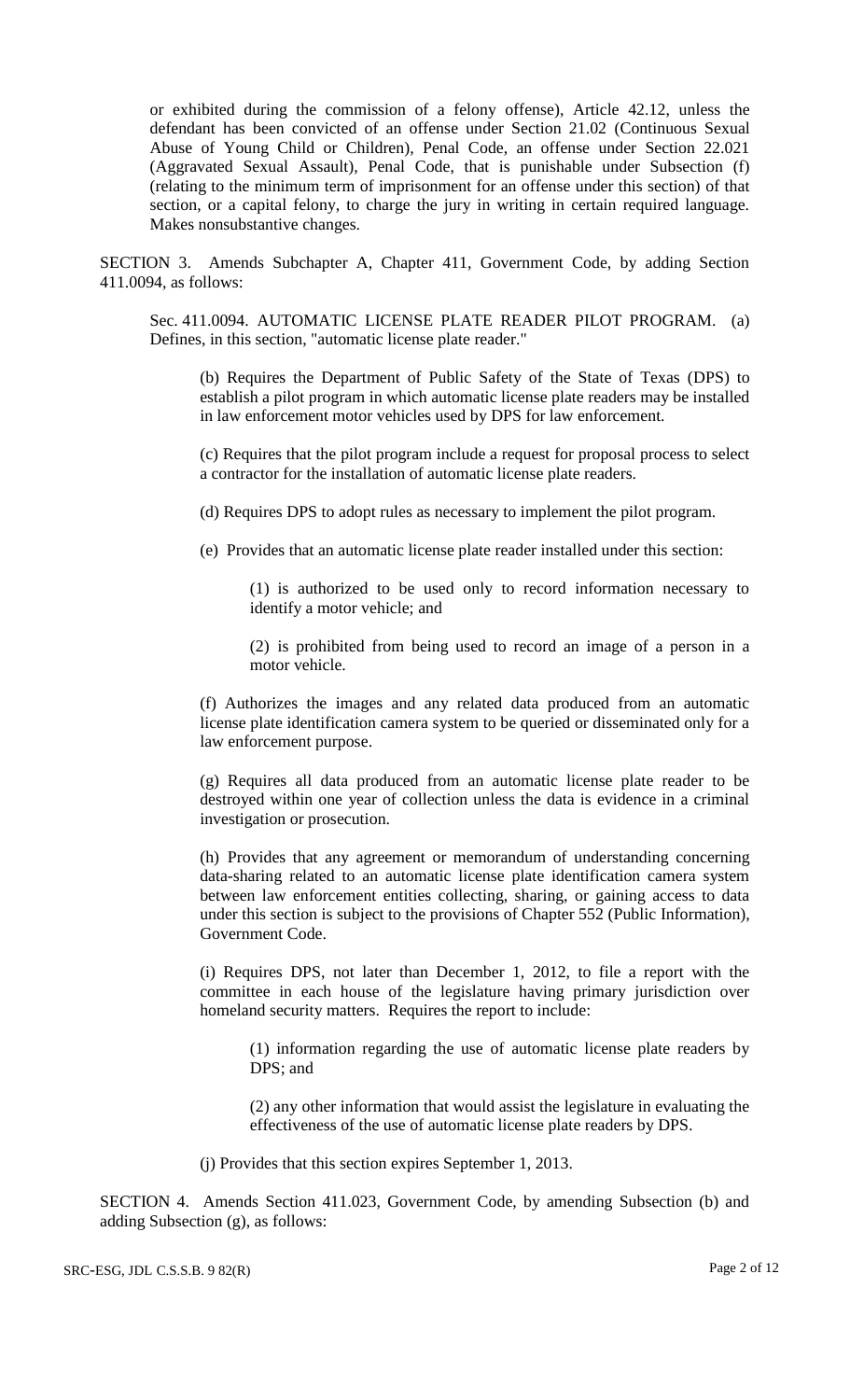or exhibited during the commission of a felony offense), Article 42.12, unless the defendant has been convicted of an offense under Section 21.02 (Continuous Sexual Abuse of Young Child or Children), Penal Code, an offense under Section 22.021 (Aggravated Sexual Assault), Penal Code, that is punishable under Subsection (f) (relating to the minimum term of imprisonment for an offense under this section) of that section, or a capital felony, to charge the jury in writing in certain required language. Makes nonsubstantive changes.

SECTION 3. Amends Subchapter A, Chapter 411, Government Code, by adding Section 411.0094, as follows:

Sec. 411.0094. AUTOMATIC LICENSE PLATE READER PILOT PROGRAM. (a) Defines, in this section, "automatic license plate reader."

(b) Requires the Department of Public Safety of the State of Texas (DPS) to establish a pilot program in which automatic license plate readers may be installed in law enforcement motor vehicles used by DPS for law enforcement.

(c) Requires that the pilot program include a request for proposal process to select a contractor for the installation of automatic license plate readers.

(d) Requires DPS to adopt rules as necessary to implement the pilot program.

(e) Provides that an automatic license plate reader installed under this section:

(1) is authorized to be used only to record information necessary to identify a motor vehicle; and

(2) is prohibited from being used to record an image of a person in a motor vehicle.

(f) Authorizes the images and any related data produced from an automatic license plate identification camera system to be queried or disseminated only for a law enforcement purpose.

(g) Requires all data produced from an automatic license plate reader to be destroyed within one year of collection unless the data is evidence in a criminal investigation or prosecution.

(h) Provides that any agreement or memorandum of understanding concerning data-sharing related to an automatic license plate identification camera system between law enforcement entities collecting, sharing, or gaining access to data under this section is subject to the provisions of Chapter 552 (Public Information), Government Code.

(i) Requires DPS, not later than December 1, 2012, to file a report with the committee in each house of the legislature having primary jurisdiction over homeland security matters. Requires the report to include:

(1) information regarding the use of automatic license plate readers by DPS; and

(2) any other information that would assist the legislature in evaluating the effectiveness of the use of automatic license plate readers by DPS.

(j) Provides that this section expires September 1, 2013.

SECTION 4. Amends Section 411.023, Government Code, by amending Subsection (b) and adding Subsection (g), as follows:

SRC-ESG, JDL C.S.S.B. 9 82(R)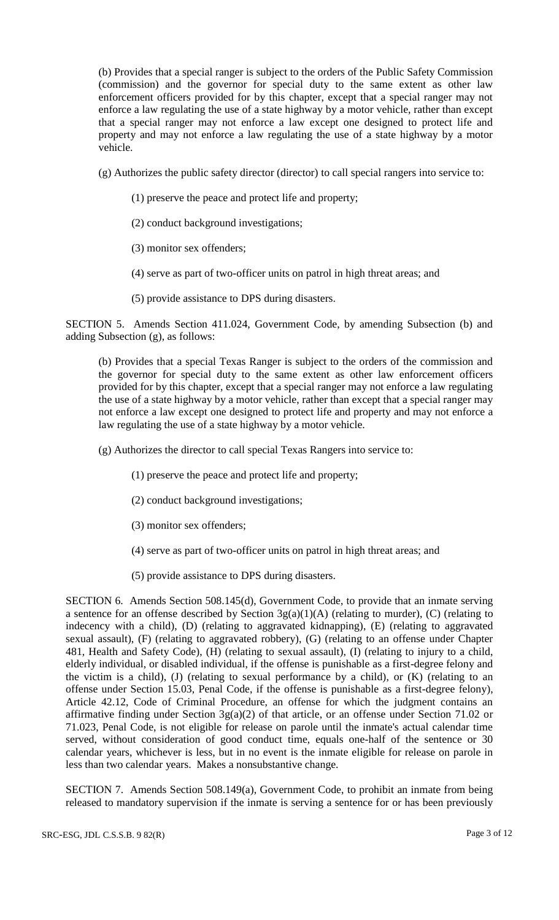(b) Provides that a special ranger is subject to the orders of the Public Safety Commission (commission) and the governor for special duty to the same extent as other law enforcement officers provided for by this chapter, except that a special ranger may not enforce a law regulating the use of a state highway by a motor vehicle, rather than except that a special ranger may not enforce a law except one designed to protect life and property and may not enforce a law regulating the use of a state highway by a motor vehicle.

(g) Authorizes the public safety director (director) to call special rangers into service to:

(1) preserve the peace and protect life and property;

(2) conduct background investigations;

(3) monitor sex offenders;

(4) serve as part of two-officer units on patrol in high threat areas; and

(5) provide assistance to DPS during disasters.

SECTION 5. Amends Section 411.024, Government Code, by amending Subsection (b) and adding Subsection (g), as follows:

(b) Provides that a special Texas Ranger is subject to the orders of the commission and the governor for special duty to the same extent as other law enforcement officers provided for by this chapter, except that a special ranger may not enforce a law regulating the use of a state highway by a motor vehicle, rather than except that a special ranger may not enforce a law except one designed to protect life and property and may not enforce a law regulating the use of a state highway by a motor vehicle.

(g) Authorizes the director to call special Texas Rangers into service to:

(1) preserve the peace and protect life and property;

(2) conduct background investigations;

(3) monitor sex offenders;

(4) serve as part of two-officer units on patrol in high threat areas; and

(5) provide assistance to DPS during disasters.

SECTION 6. Amends Section 508.145(d), Government Code, to provide that an inmate serving a sentence for an offense described by Section 3g(a)(1)(A) (relating to murder), (C) (relating to indecency with a child), (D) (relating to aggravated kidnapping), (E) (relating to aggravated sexual assault), (F) (relating to aggravated robbery), (G) (relating to an offense under Chapter 481, Health and Safety Code), (H) (relating to sexual assault), (I) (relating to injury to a child, elderly individual, or disabled individual, if the offense is punishable as a first-degree felony and the victim is a child), (J) (relating to sexual performance by a child), or (K) (relating to an offense under Section 15.03, Penal Code, if the offense is punishable as a first-degree felony), Article 42.12, Code of Criminal Procedure, an offense for which the judgment contains an affirmative finding under Section 3g(a)(2) of that article, or an offense under Section 71.02 or 71.023, Penal Code, is not eligible for release on parole until the inmate's actual calendar time served, without consideration of good conduct time, equals one-half of the sentence or 30 calendar years, whichever is less, but in no event is the inmate eligible for release on parole in less than two calendar years. Makes a nonsubstantive change.

SECTION 7. Amends Section 508.149(a), Government Code, to prohibit an inmate from being released to mandatory supervision if the inmate is serving a sentence for or has been previously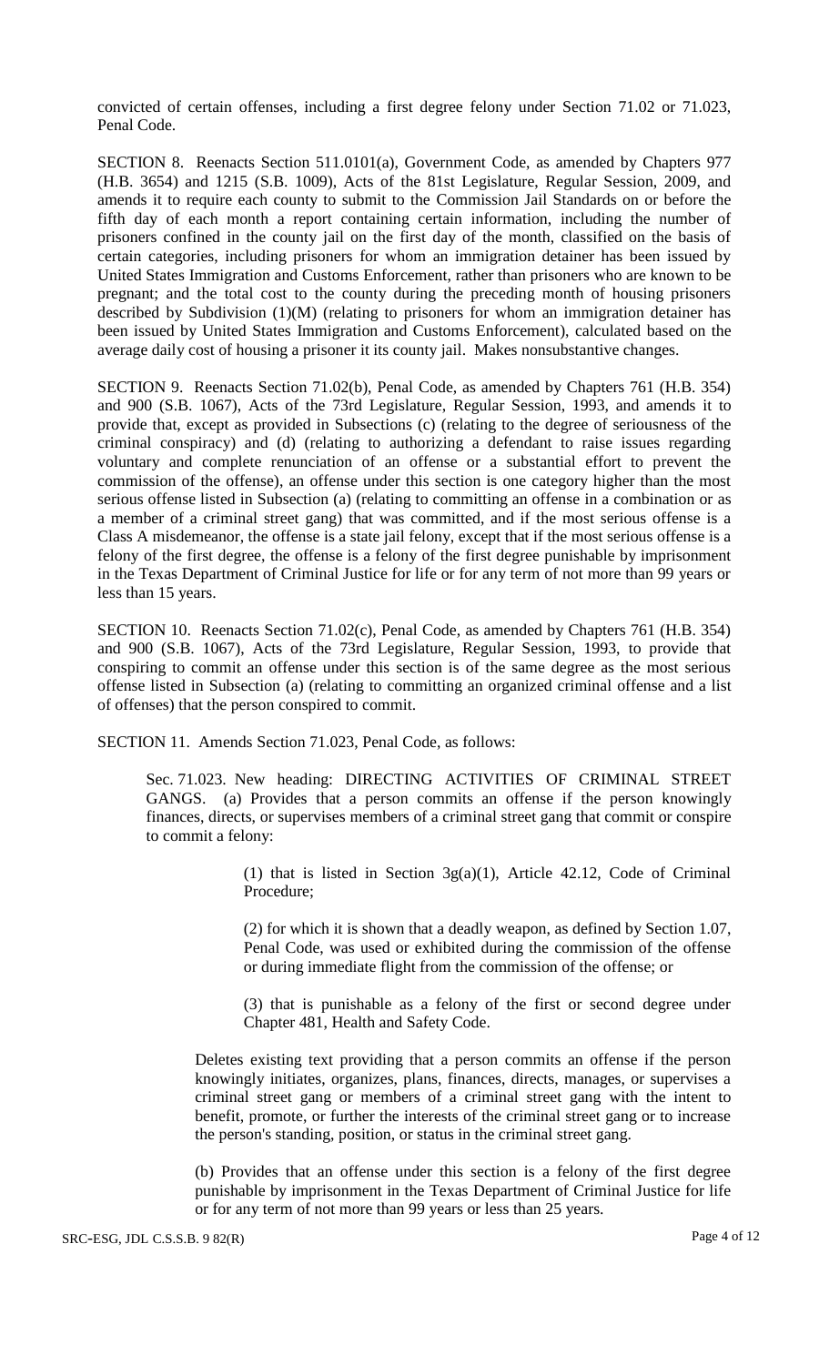convicted of certain offenses, including a first degree felony under Section 71.02 or 71.023, Penal Code.

SECTION 8. Reenacts Section 511.0101(a), Government Code, as amended by Chapters 977 (H.B. 3654) and 1215 (S.B. 1009), Acts of the 81st Legislature, Regular Session, 2009, and amends it to require each county to submit to the Commission Jail Standards on or before the fifth day of each month a report containing certain information, including the number of prisoners confined in the county jail on the first day of the month, classified on the basis of certain categories, including prisoners for whom an immigration detainer has been issued by United States Immigration and Customs Enforcement, rather than prisoners who are known to be pregnant; and the total cost to the county during the preceding month of housing prisoners described by Subdivision (1)(M) (relating to prisoners for whom an immigration detainer has been issued by United States Immigration and Customs Enforcement), calculated based on the average daily cost of housing a prisoner it its county jail. Makes nonsubstantive changes.

SECTION 9. Reenacts Section 71.02(b), Penal Code, as amended by Chapters 761 (H.B. 354) and 900 (S.B. 1067), Acts of the 73rd Legislature, Regular Session, 1993, and amends it to provide that, except as provided in Subsections (c) (relating to the degree of seriousness of the criminal conspiracy) and (d) (relating to authorizing a defendant to raise issues regarding voluntary and complete renunciation of an offense or a substantial effort to prevent the commission of the offense), an offense under this section is one category higher than the most serious offense listed in Subsection (a) (relating to committing an offense in a combination or as a member of a criminal street gang) that was committed, and if the most serious offense is a Class A misdemeanor, the offense is a state jail felony, except that if the most serious offense is a felony of the first degree, the offense is a felony of the first degree punishable by imprisonment in the Texas Department of Criminal Justice for life or for any term of not more than 99 years or less than 15 years.

SECTION 10. Reenacts Section 71.02(c), Penal Code, as amended by Chapters 761 (H.B. 354) and 900 (S.B. 1067), Acts of the 73rd Legislature, Regular Session, 1993, to provide that conspiring to commit an offense under this section is of the same degree as the most serious offense listed in Subsection (a) (relating to committing an organized criminal offense and a list of offenses) that the person conspired to commit.

SECTION 11. Amends Section 71.023, Penal Code, as follows:

Sec. 71.023. New heading: DIRECTING ACTIVITIES OF CRIMINAL STREET GANGS. (a) Provides that a person commits an offense if the person knowingly finances, directs, or supervises members of a criminal street gang that commit or conspire to commit a felony:

(1) that is listed in Section 3g(a)(1), Article 42.12, Code of Criminal Procedure;

(2) for which it is shown that a deadly weapon, as defined by Section 1.07, Penal Code, was used or exhibited during the commission of the offense or during immediate flight from the commission of the offense; or

(3) that is punishable as a felony of the first or second degree under Chapter 481, Health and Safety Code.

Deletes existing text providing that a person commits an offense if the person knowingly initiates, organizes, plans, finances, directs, manages, or supervises a criminal street gang or members of a criminal street gang with the intent to benefit, promote, or further the interests of the criminal street gang or to increase the person's standing, position, or status in the criminal street gang.

(b) Provides that an offense under this section is a felony of the first degree punishable by imprisonment in the Texas Department of Criminal Justice for life or for any term of not more than 99 years or less than 25 years.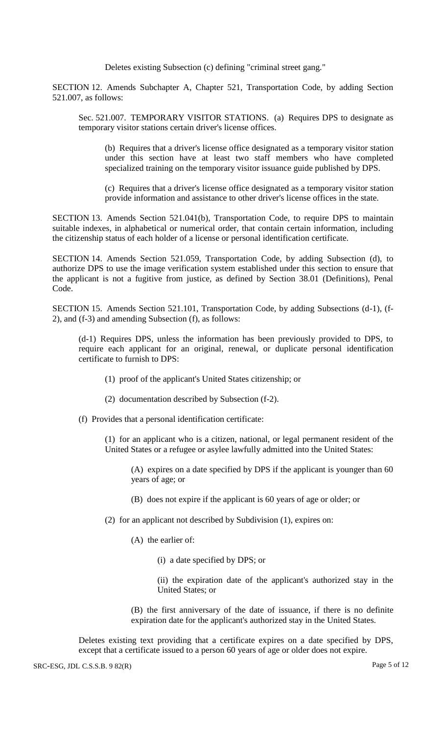Deletes existing Subsection (c) defining "criminal street gang."

SECTION 12. Amends Subchapter A, Chapter 521, Transportation Code, by adding Section 521.007, as follows:

Sec. 521.007. TEMPORARY VISITOR STATIONS. (a) Requires DPS to designate as temporary visitor stations certain driver's license offices.

(b) Requires that a driver's license office designated as a temporary visitor station under this section have at least two staff members who have completed specialized training on the temporary visitor issuance guide published by DPS.

(c) Requires that a driver's license office designated as a temporary visitor station provide information and assistance to other driver's license offices in the state.

SECTION 13. Amends Section 521.041(b), Transportation Code, to require DPS to maintain suitable indexes, in alphabetical or numerical order, that contain certain information, including the citizenship status of each holder of a license or personal identification certificate.

SECTION 14. Amends Section 521.059, Transportation Code, by adding Subsection (d), to authorize DPS to use the image verification system established under this section to ensure that the applicant is not a fugitive from justice, as defined by Section 38.01 (Definitions), Penal Code.

SECTION 15. Amends Section 521.101, Transportation Code, by adding Subsections (d-1), (f-2), and (f-3) and amending Subsection (f), as follows:

(d-1) Requires DPS, unless the information has been previously provided to DPS, to require each applicant for an original, renewal, or duplicate personal identification certificate to furnish to DPS:

(1) proof of the applicant's United States citizenship; or

(2) documentation described by Subsection (f-2).

(f) Provides that a personal identification certificate:

(1) for an applicant who is a citizen, national, or legal permanent resident of the United States or a refugee or asylee lawfully admitted into the United States:

(A) expires on a date specified by DPS if the applicant is younger than 60 years of age; or

(B) does not expire if the applicant is 60 years of age or older; or

(2) for an applicant not described by Subdivision (1), expires on:

(A) the earlier of:

(i) a date specified by DPS; or

(ii) the expiration date of the applicant's authorized stay in the United States; or

(B) the first anniversary of the date of issuance, if there is no definite expiration date for the applicant's authorized stay in the United States.

Deletes existing text providing that a certificate expires on a date specified by DPS, except that a certificate issued to a person 60 years of age or older does not expire.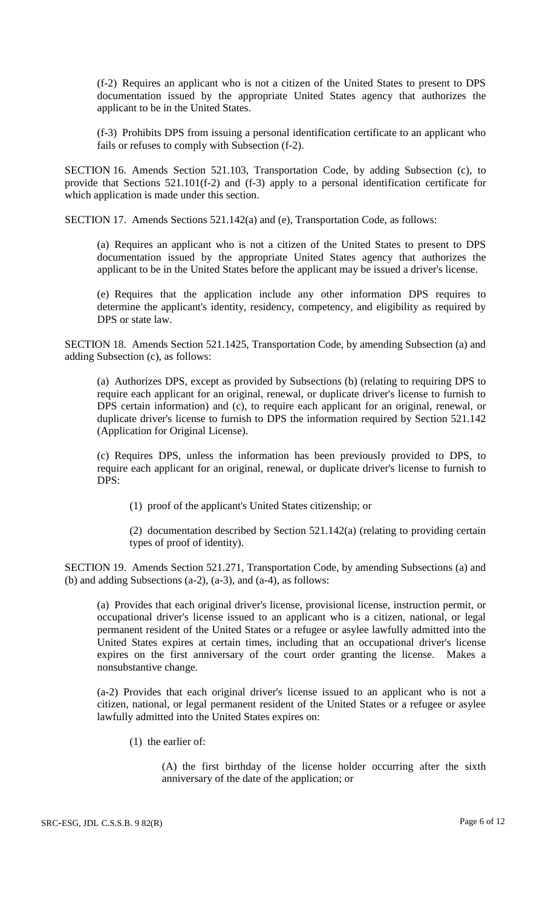(f-2) Requires an applicant who is not a citizen of the United States to present to DPS documentation issued by the appropriate United States agency that authorizes the applicant to be in the United States.

(f-3) Prohibits DPS from issuing a personal identification certificate to an applicant who fails or refuses to comply with Subsection (f-2).

SECTION 16. Amends Section 521.103, Transportation Code, by adding Subsection (c), to provide that Sections 521.101(f-2) and (f-3) apply to a personal identification certificate for which application is made under this section.

SECTION 17. Amends Sections 521.142(a) and (e), Transportation Code, as follows:

(a) Requires an applicant who is not a citizen of the United States to present to DPS documentation issued by the appropriate United States agency that authorizes the applicant to be in the United States before the applicant may be issued a driver's license.

(e) Requires that the application include any other information DPS requires to determine the applicant's identity, residency, competency, and eligibility as required by DPS or state law.

SECTION 18. Amends Section 521.1425, Transportation Code, by amending Subsection (a) and adding Subsection (c), as follows:

(a) Authorizes DPS, except as provided by Subsections (b) (relating to requiring DPS to require each applicant for an original, renewal, or duplicate driver's license to furnish to DPS certain information) and (c), to require each applicant for an original, renewal, or duplicate driver's license to furnish to DPS the information required by Section 521.142 (Application for Original License).

(c) Requires DPS, unless the information has been previously provided to DPS, to require each applicant for an original, renewal, or duplicate driver's license to furnish to DPS:

(1) proof of the applicant's United States citizenship; or

(2) documentation described by Section 521.142(a) (relating to providing certain types of proof of identity).

SECTION 19. Amends Section 521.271, Transportation Code, by amending Subsections (a) and (b) and adding Subsections (a-2), (a-3), and (a-4), as follows:

(a) Provides that each original driver's license, provisional license, instruction permit, or occupational driver's license issued to an applicant who is a citizen, national, or legal permanent resident of the United States or a refugee or asylee lawfully admitted into the United States expires at certain times, including that an occupational driver's license expires on the first anniversary of the court order granting the license. Makes a nonsubstantive change.

(a-2) Provides that each original driver's license issued to an applicant who is not a citizen, national, or legal permanent resident of the United States or a refugee or asylee lawfully admitted into the United States expires on:

(1) the earlier of:

(A) the first birthday of the license holder occurring after the sixth anniversary of the date of the application; or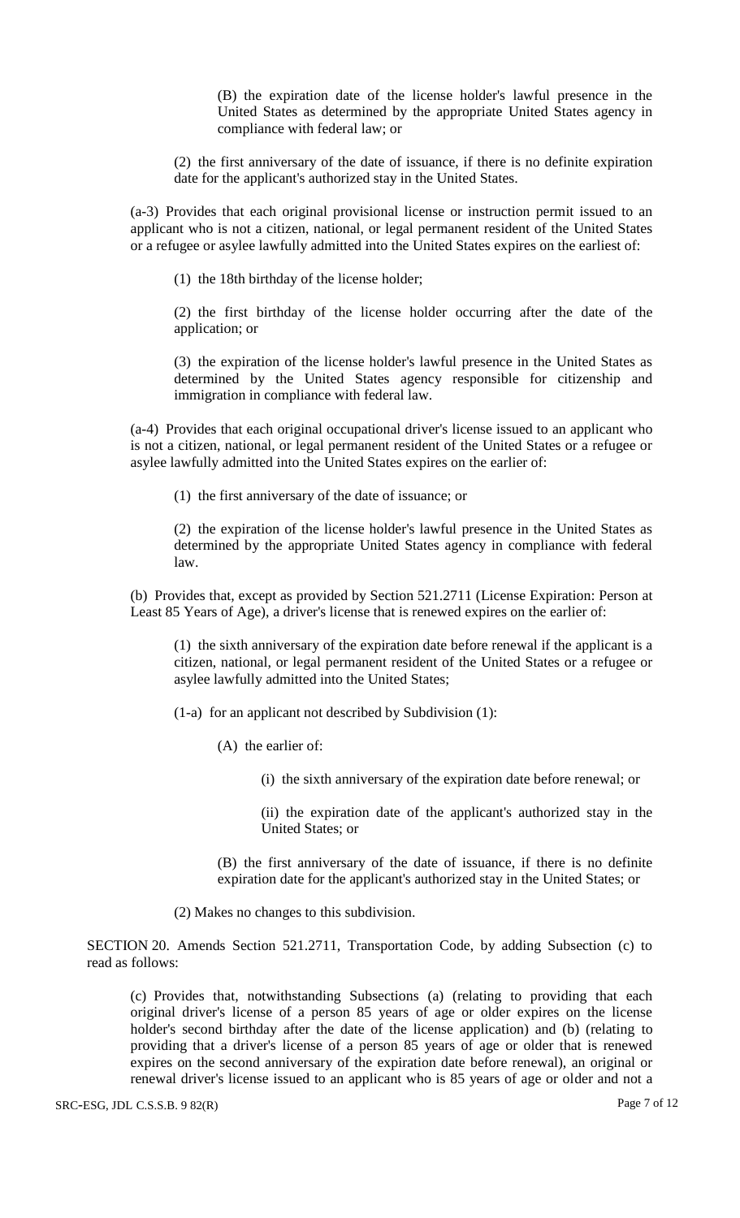(B) the expiration date of the license holder's lawful presence in the United States as determined by the appropriate United States agency in compliance with federal law; or

(2) the first anniversary of the date of issuance, if there is no definite expiration date for the applicant's authorized stay in the United States.

(a-3) Provides that each original provisional license or instruction permit issued to an applicant who is not a citizen, national, or legal permanent resident of the United States or a refugee or asylee lawfully admitted into the United States expires on the earliest of:

(1) the 18th birthday of the license holder;

(2) the first birthday of the license holder occurring after the date of the application; or

(3) the expiration of the license holder's lawful presence in the United States as determined by the United States agency responsible for citizenship and immigration in compliance with federal law.

(a-4) Provides that each original occupational driver's license issued to an applicant who is not a citizen, national, or legal permanent resident of the United States or a refugee or asylee lawfully admitted into the United States expires on the earlier of:

(1) the first anniversary of the date of issuance; or

(2) the expiration of the license holder's lawful presence in the United States as determined by the appropriate United States agency in compliance with federal law.

(b) Provides that, except as provided by Section 521.2711 (License Expiration: Person at Least 85 Years of Age), a driver's license that is renewed expires on the earlier of:

(1) the sixth anniversary of the expiration date before renewal if the applicant is a citizen, national, or legal permanent resident of the United States or a refugee or asylee lawfully admitted into the United States;

(1-a) for an applicant not described by Subdivision (1):

(A) the earlier of:

(i) the sixth anniversary of the expiration date before renewal; or

(ii) the expiration date of the applicant's authorized stay in the United States; or

(B) the first anniversary of the date of issuance, if there is no definite expiration date for the applicant's authorized stay in the United States; or

(2) Makes no changes to this subdivision.

SECTION 20. Amends Section 521.2711, Transportation Code, by adding Subsection (c) to read as follows:

(c) Provides that, notwithstanding Subsections (a) (relating to providing that each original driver's license of a person 85 years of age or older expires on the license holder's second birthday after the date of the license application) and (b) (relating to providing that a driver's license of a person 85 years of age or older that is renewed expires on the second anniversary of the expiration date before renewal), an original or renewal driver's license issued to an applicant who is 85 years of age or older and not a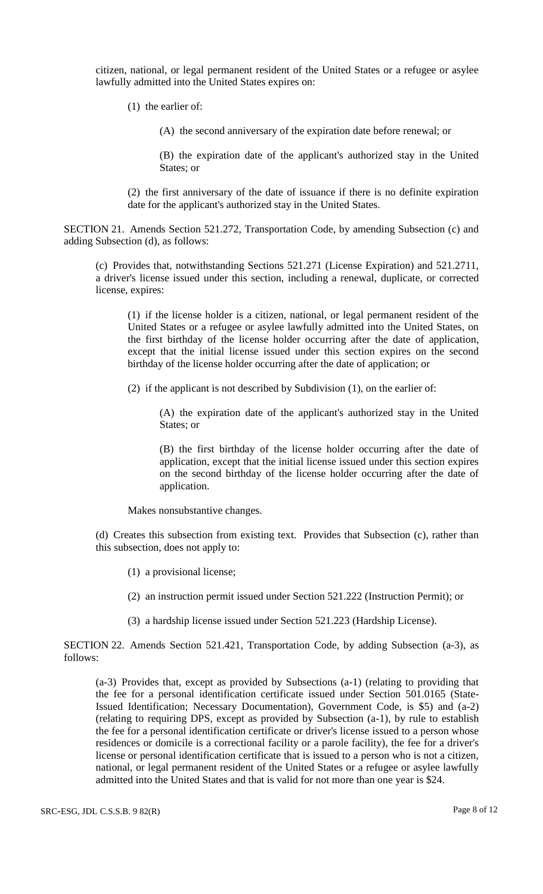citizen, national, or legal permanent resident of the United States or a refugee or asylee lawfully admitted into the United States expires on:

(1) the earlier of:

(A) the second anniversary of the expiration date before renewal; or

(B) the expiration date of the applicant's authorized stay in the United States; or

(2) the first anniversary of the date of issuance if there is no definite expiration date for the applicant's authorized stay in the United States.

SECTION 21. Amends Section 521.272, Transportation Code, by amending Subsection (c) and adding Subsection (d), as follows:

(c) Provides that, notwithstanding Sections 521.271 (License Expiration) and 521.2711, a driver's license issued under this section, including a renewal, duplicate, or corrected license, expires:

(1) if the license holder is a citizen, national, or legal permanent resident of the United States or a refugee or asylee lawfully admitted into the United States, on the first birthday of the license holder occurring after the date of application, except that the initial license issued under this section expires on the second birthday of the license holder occurring after the date of application; or

(2) if the applicant is not described by Subdivision (1), on the earlier of:

(A) the expiration date of the applicant's authorized stay in the United States; or

(B) the first birthday of the license holder occurring after the date of application, except that the initial license issued under this section expires on the second birthday of the license holder occurring after the date of application.

Makes nonsubstantive changes.

(d) Creates this subsection from existing text. Provides that Subsection (c), rather than this subsection, does not apply to:

(1) a provisional license;

(2) an instruction permit issued under Section 521.222 (Instruction Permit); or

(3) a hardship license issued under Section 521.223 (Hardship License).

SECTION 22. Amends Section 521.421, Transportation Code, by adding Subsection (a-3), as follows:

(a-3) Provides that, except as provided by Subsections (a-1) (relating to providing that the fee for a personal identification certificate issued under Section 501.0165 (State-Issued Identification; Necessary Documentation), Government Code, is $5) and (a-2) (relating to requiring DPS, except as provided by Subsection (a-1), by rule to establish the fee for a personal identification certificate or driver's license issued to a person whose residences or domicile is a correctional facility or a parole facility), the fee for a driver's license or personal identification certificate that is issued to a person who is not a citizen, national, or legal permanent resident of the United States or a refugee or asylee lawfully admitted into the United States and that is valid for not more than one year is $24.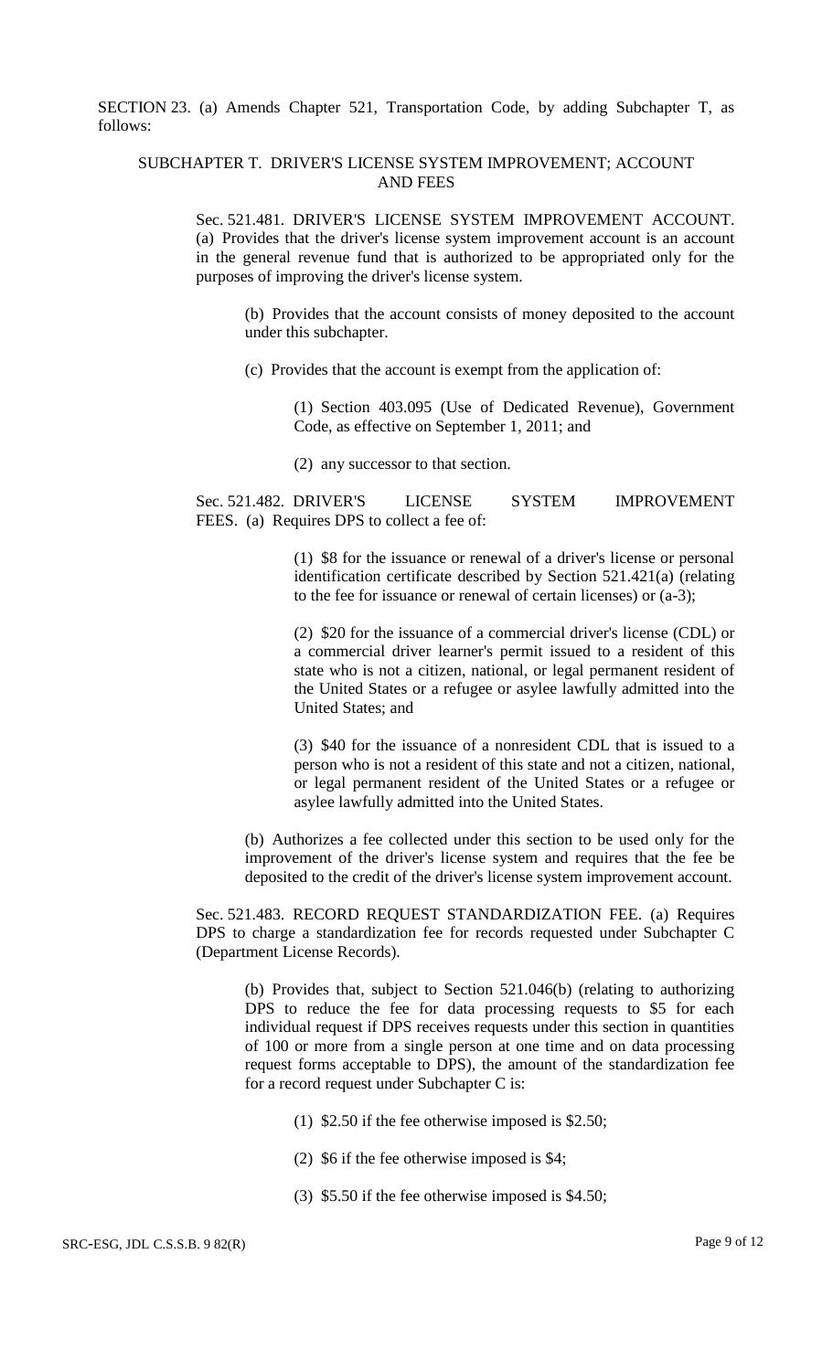SECTION 23. (a) Amends Chapter 521, Transportation Code, by adding Subchapter T, as follows:

SUBCHAPTER T. DRIVER'S LICENSE SYSTEM IMPROVEMENT; ACCOUNT AND FEES

Sec. 521.481. DRIVER'S LICENSE SYSTEM IMPROVEMENT ACCOUNT. (a) Provides that the driver's license system improvement account is an account in the general revenue fund that is authorized to be appropriated only for the purposes of improving the driver's license system.

(b) Provides that the account consists of money deposited to the account under this subchapter.

(c) Provides that the account is exempt from the application of:

(1) Section 403.095 (Use of Dedicated Revenue), Government Code, as effective on September 1, 2011; and

(2) any successor to that section.

Sec. 521.482. DRIVER'S LICENSE SYSTEM IMPROVEMENT FEES. (a) Requires DPS to collect a fee of:

(1) \$8 for the issuance or renewal of a driver's license or personal identification certificate described by Section 521.421(a) (relating to the fee for issuance or renewal of certain licenses) or (a-3);

(2) \$20 for the issuance of a commercial driver's license (CDL) or a commercial driver learner's permit issued to a resident of this state who is not a citizen, national, or legal permanent resident of the United States or a refugee or asylee lawfully admitted into the United States; and

(3) \$40 for the issuance of a nonresident CDL that is issued to a person who is not a resident of this state and not a citizen, national, or legal permanent resident of the United States or a refugee or asylee lawfully admitted into the United States.

(b) Authorizes a fee collected under this section to be used only for the improvement of the driver's license system and requires that the fee be deposited to the credit of the driver's license system improvement account.

Sec. 521.483. RECORD REQUEST STANDARDIZATION FEE. (a) Requires DPS to charge a standardization fee for records requested under Subchapter C (Department License Records).

(b) Provides that, subject to Section 521.046(b) (relating to authorizing DPS to reduce the fee for data processing requests to \$5 for each individual request if DPS receives requests under this section in quantities of 100 or more from a single person at one time and on data processing request forms acceptable to DPS), the amount of the standardization fee for a record request under Subchapter C is:

(1) \$2.50 if the fee otherwise imposed is \$2.50;

(2) \$6 if the fee otherwise imposed is \$4;

(3) \$5.50 if the fee otherwise imposed is \$4.50;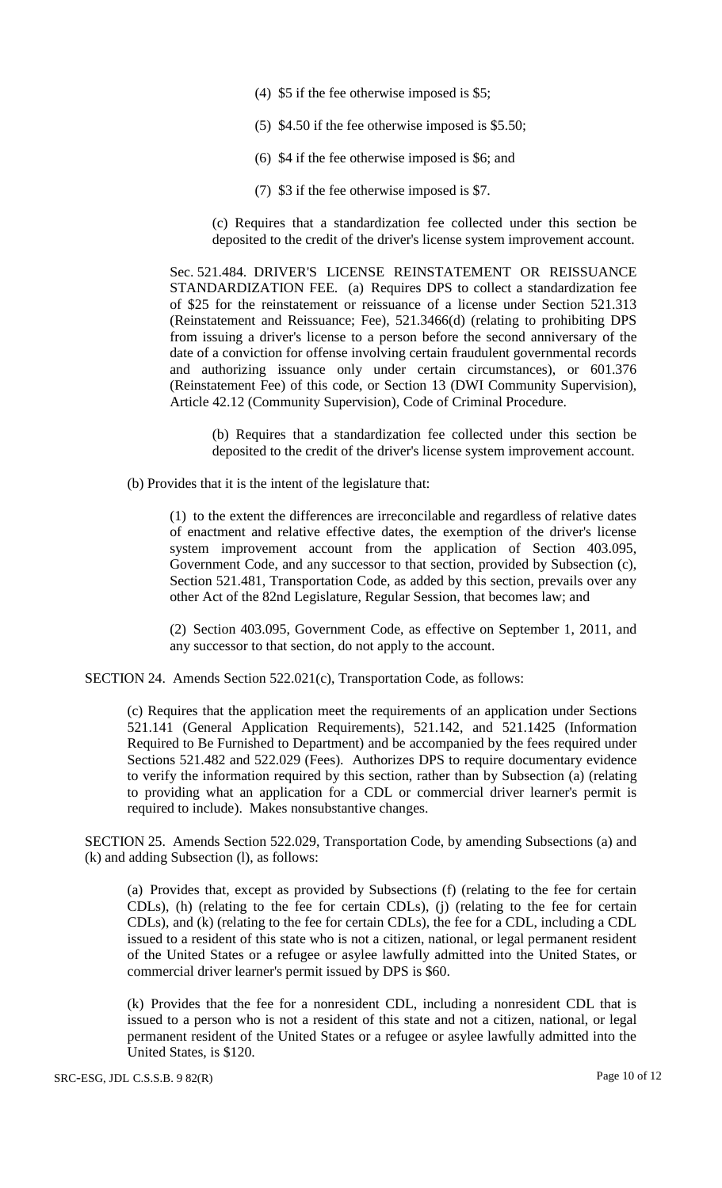(4) \$5 if the fee otherwise imposed is \$5;

(5) \$4.50 if the fee otherwise imposed is \$5.50;

(6) \$4 if the fee otherwise imposed is \$6; and

(7) \$3 if the fee otherwise imposed is \$7.

(c) Requires that a standardization fee collected under this section be deposited to the credit of the driver's license system improvement account.

Sec. 521.484. DRIVER'S LICENSE REINSTATEMENT OR REISSUANCE STANDARDIZATION FEE. (a) Requires DPS to collect a standardization fee of \$25 for the reinstatement or reissuance of a license under Section 521.313 (Reinstatement and Reissuance; Fee), 521.3466(d) (relating to prohibiting DPS from issuing a driver's license to a person before the second anniversary of the date of a conviction for offense involving certain fraudulent governmental records and authorizing issuance only under certain circumstances), or 601.376 (Reinstatement Fee) of this code, or Section 13 (DWI Community Supervision), Article 42.12 (Community Supervision), Code of Criminal Procedure.

(b) Requires that a standardization fee collected under this section be deposited to the credit of the driver's license system improvement account.

(b) Provides that it is the intent of the legislature that:

(1) to the extent the differences are irreconcilable and regardless of relative dates of enactment and relative effective dates, the exemption of the driver's license system improvement account from the application of Section 403.095, Government Code, and any successor to that section, provided by Subsection (c), Section 521.481, Transportation Code, as added by this section, prevails over any other Act of the 82nd Legislature, Regular Session, that becomes law; and

(2) Section 403.095, Government Code, as effective on September 1, 2011, and any successor to that section, do not apply to the account.

SECTION 24. Amends Section 522.021(c), Transportation Code, as follows:

(c) Requires that the application meet the requirements of an application under Sections 521.141 (General Application Requirements), 521.142, and 521.1425 (Information Required to Be Furnished to Department) and be accompanied by the fees required under Sections 521.482 and 522.029 (Fees). Authorizes DPS to require documentary evidence to verify the information required by this section, rather than by Subsection (a) (relating to providing what an application for a CDL or commercial driver learner's permit is required to include). Makes nonsubstantive changes.

SECTION 25. Amends Section 522.029, Transportation Code, by amending Subsections (a) and (k) and adding Subsection (l), as follows:

(a) Provides that, except as provided by Subsections (f) (relating to the fee for certain CDLs), (h) (relating to the fee for certain CDLs), (j) (relating to the fee for certain CDLs), and (k) (relating to the fee for certain CDLs), the fee for a CDL, including a CDL issued to a resident of this state who is not a citizen, national, or legal permanent resident of the United States or a refugee or asylee lawfully admitted into the United States, or commercial driver learner's permit issued by DPS is \$60.

(k) Provides that the fee for a nonresident CDL, including a nonresident CDL that is issued to a person who is not a resident of this state and not a citizen, national, or legal permanent resident of the United States or a refugee or asylee lawfully admitted into the United States, is \$120.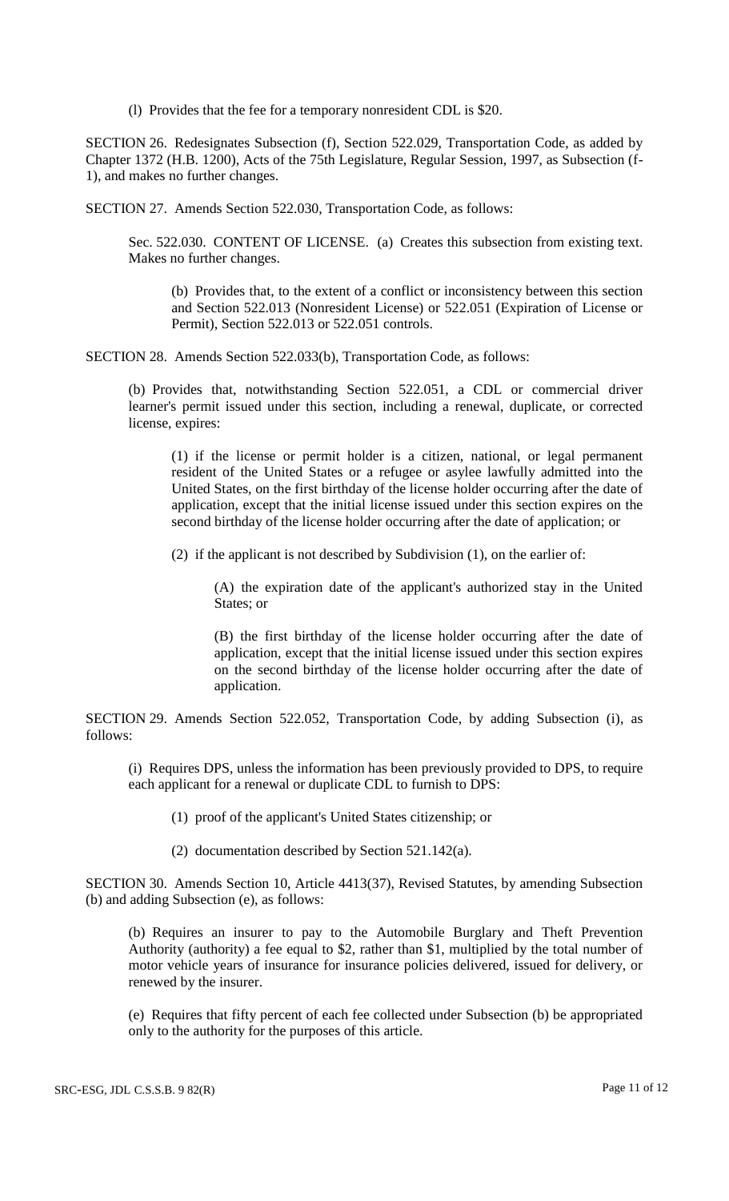(l) Provides that the fee for a temporary nonresident CDL is $20.

SECTION 26. Redesignates Subsection (f), Section 522.029, Transportation Code, as added by Chapter 1372 (H.B. 1200), Acts of the 75th Legislature, Regular Session, 1997, as Subsection (f-1), and makes no further changes.

SECTION 27. Amends Section 522.030, Transportation Code, as follows:

Sec. 522.030. CONTENT OF LICENSE. (a) Creates this subsection from existing text. Makes no further changes.

(b) Provides that, to the extent of a conflict or inconsistency between this section and Section 522.013 (Nonresident License) or 522.051 (Expiration of License or Permit), Section 522.013 or 522.051 controls.

SECTION 28. Amends Section 522.033(b), Transportation Code, as follows:

(b) Provides that, notwithstanding Section 522.051, a CDL or commercial driver learner's permit issued under this section, including a renewal, duplicate, or corrected license, expires:

(1) if the license or permit holder is a citizen, national, or legal permanent resident of the United States or a refugee or asylee lawfully admitted into the United States, on the first birthday of the license holder occurring after the date of application, except that the initial license issued under this section expires on the second birthday of the license holder occurring after the date of application; or

(2) if the applicant is not described by Subdivision (1), on the earlier of:

(A) the expiration date of the applicant's authorized stay in the United States; or

(B) the first birthday of the license holder occurring after the date of application, except that the initial license issued under this section expires on the second birthday of the license holder occurring after the date of application.

SECTION 29. Amends Section 522.052, Transportation Code, by adding Subsection (i), as follows:

(i) Requires DPS, unless the information has been previously provided to DPS, to require each applicant for a renewal or duplicate CDL to furnish to DPS:

(1) proof of the applicant's United States citizenship; or

(2) documentation described by Section 521.142(a).

SECTION 30. Amends Section 10, Article 4413(37), Revised Statutes, by amending Subsection (b) and adding Subsection (e), as follows:

(b) Requires an insurer to pay to the Automobile Burglary and Theft Prevention Authority (authority) a fee equal to $2, rather than $1, multiplied by the total number of motor vehicle years of insurance for insurance policies delivered, issued for delivery, or renewed by the insurer.

(e) Requires that fifty percent of each fee collected under Subsection (b) be appropriated only to the authority for the purposes of this article.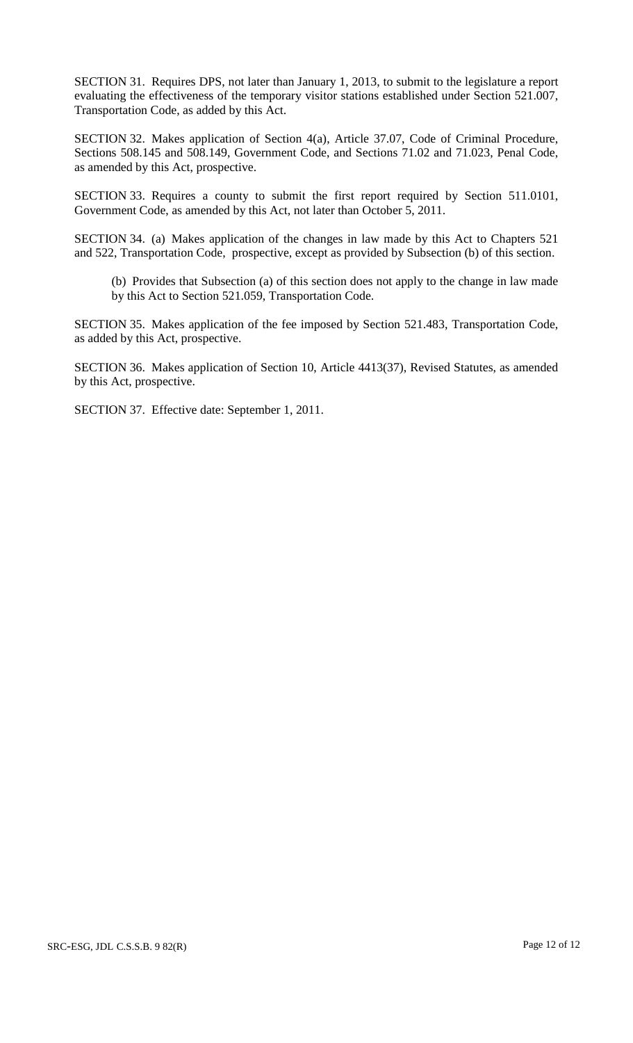SECTION 31. Requires DPS, not later than January 1, 2013, to submit to the legislature a report evaluating the effectiveness of the temporary visitor stations established under Section 521.007, Transportation Code, as added by this Act.

SECTION 32. Makes application of Section 4(a), Article 37.07, Code of Criminal Procedure, Sections 508.145 and 508.149, Government Code, and Sections 71.02 and 71.023, Penal Code, as amended by this Act, prospective.

SECTION 33. Requires a county to submit the first report required by Section 511.0101, Government Code, as amended by this Act, not later than October 5, 2011.

SECTION 34. (a) Makes application of the changes in law made by this Act to Chapters 521 and 522, Transportation Code, prospective, except as provided by Subsection (b) of this section.

(b) Provides that Subsection (a) of this section does not apply to the change in law made by this Act to Section 521.059, Transportation Code.

SECTION 35. Makes application of the fee imposed by Section 521.483, Transportation Code, as added by this Act, prospective.

SECTION 36. Makes application of Section 10, Article 4413(37), Revised Statutes, as amended by this Act, prospective.

SECTION 37. Effective date: September 1, 2011.

SRC-ESG, JDL C.S.S.B. 9 82(R)